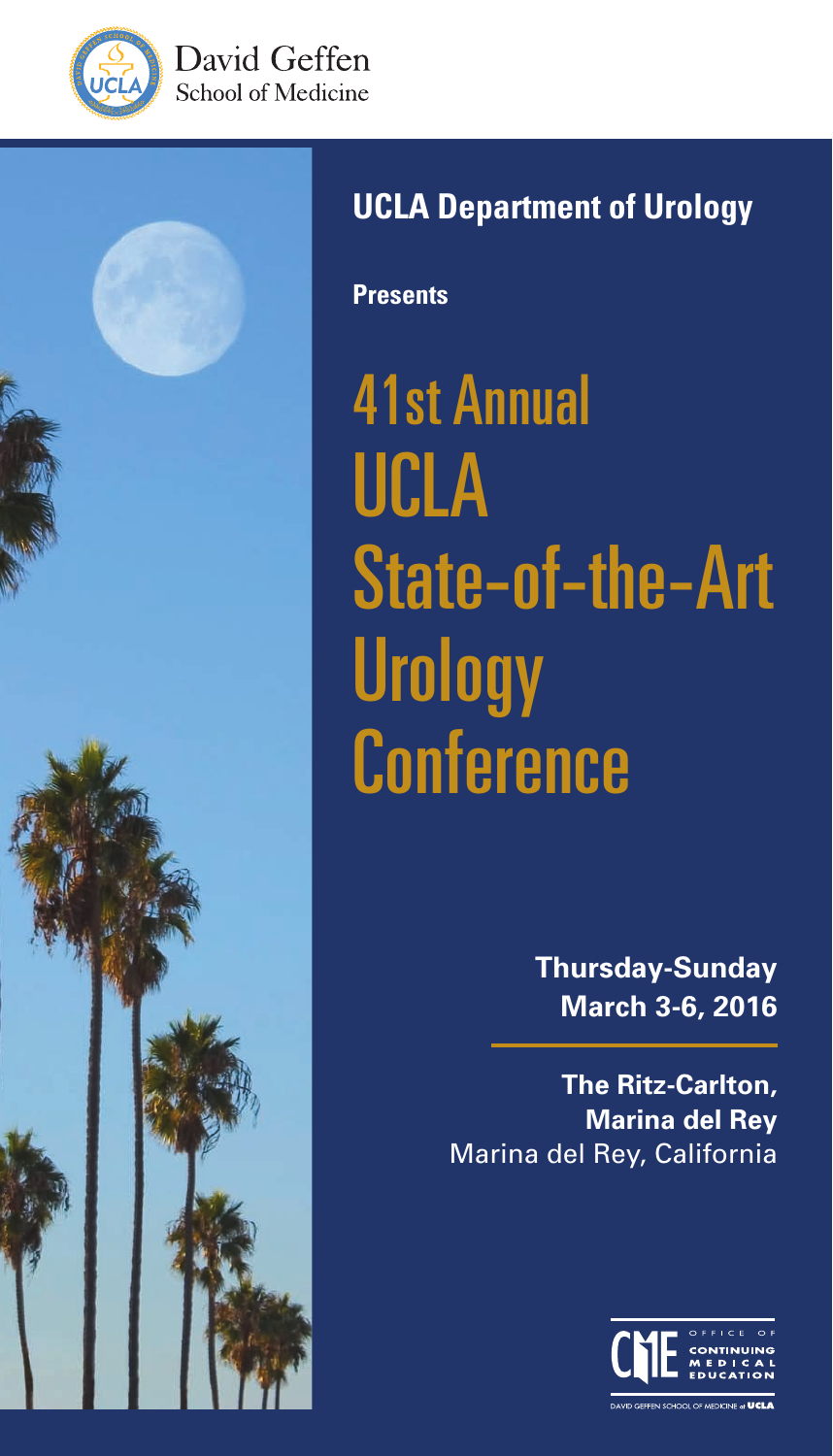David Geffen
School of Medicine

**UCLA Department of Urology**

**Presents**

# 41st Annual UCLA State-of-the-Art Urology Conference

**Thursday-Sunday**
**March 3-6, 2016**

**The Ritz-Carlton,**
**Marina del Rey**
Marina del Rey, California

OFFICE OF CONTINUING MEDICAL EDUCATION
DAVID GEFFEN SCHOOL OF MEDICINE at UCLA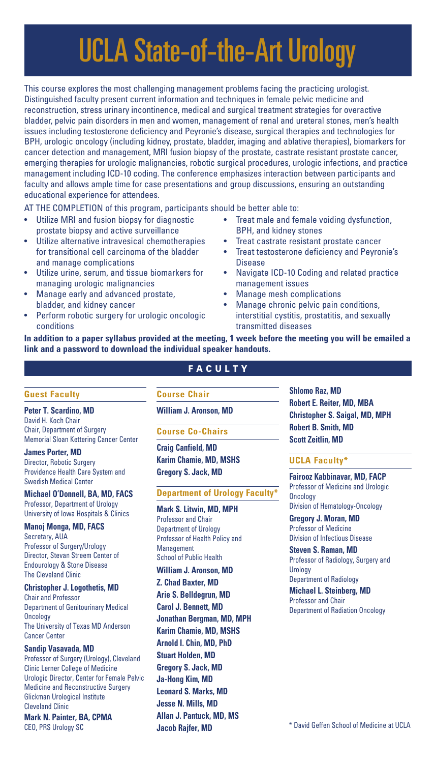# UCLA State-of-the-Art Urology

This course explores the most challenging management problems facing the practicing urologist. Distinguished faculty present current information and techniques in female pelvic medicine and reconstruction, stress urinary incontinence, medical and surgical treatment strategies for overactive bladder, pelvic pain disorders in men and women, management of renal and ureteral stones, men's health issues including testosterone deficiency and Peyronie's disease, surgical therapies and technologies for BPH, urologic oncology (including kidney, prostate, bladder, imaging and ablative therapies), biomarkers for cancer detection and management, MRI fusion biopsy of the prostate, castrate resistant prostate cancer, emerging therapies for urologic malignancies, robotic surgical procedures, urologic infections, and practice management including ICD-10 coding. The conference emphasizes interaction between participants and faculty and allows ample time for case presentations and group discussions, ensuring an outstanding educational experience for attendees.

AT THE COMPLETION of this program, participants should be better able to:

- Utilize MRI and fusion biopsy for diagnostic prostate biopsy and active surveillance
- Utilize alternative intravesical chemotherapies for transitional cell carcinoma of the bladder and manage complications
- Utilize urine, serum, and tissue biomarkers for managing urologic malignancies
- Manage early and advanced prostate, bladder, and kidney cancer
- Perform robotic surgery for urologic oncologic conditions
- Treat male and female voiding dysfunction, BPH, and kidney stones
- Treat castrate resistant prostate cancer
- Treat testosterone deficiency and Peyronie's Disease
- Navigate ICD-10 Coding and related practice management issues
- Manage mesh complications
- Manage chronic pelvic pain conditions, interstitial cystitis, prostatitis, and sexually transmitted diseases

**In addition to a paper syllabus provided at the meeting, 1 week before the meeting you will be emailed a link and a password to download the individual speaker handouts.**

## FACULTY

### Guest Faculty

**Peter T. Scardino, MD**
David H. Koch Chair
Chair, Department of Surgery
Memorial Sloan Kettering Cancer Center

**James Porter, MD**
Director, Robotic Surgery
Providence Health Care System and Swedish Medical Center

**Michael O'Donnell, BA, MD, FACS**
Professor, Department of Urology
University of Iowa Hospitals & Clinics

**Manoj Monga, MD, FACS**
Secretary, AUA
Professor of Surgery/Urology
Director, Stevan Streem Center of Endourology & Stone Disease
The Cleveland Clinic

**Christopher J. Logothetis, MD**
Chair and Professor
Department of Genitourinary Medical Oncology
The University of Texas MD Anderson Cancer Center

**Sandip Vasavada, MD**
Professor of Surgery (Urology), Cleveland Clinic Lerner College of Medicine
Urologic Director, Center for Female Pelvic Medicine and Reconstructive Surgery
Glickman Urological Institute
Cleveland Clinic

**Mark N. Painter, BA, CPMA**
CEO, PRS Urology SC

### Course Chair

**William J. Aronson, MD**

### Course Co-Chairs

**Craig Canfield, MD**
**Karim Chamie, MD, MSHS**
**Gregory S. Jack, MD**

### Department of Urology Faculty*

**Mark S. Litwin, MD, MPH**
Professor and Chair
Department of Urology
Professor of Health Policy and Management
School of Public Health

**William J. Aronson, MD**
**Z. Chad Baxter, MD**
**Arie S. Belldegrun, MD**
**Carol J. Bennett, MD**
**Jonathan Bergman, MD, MPH**
**Karim Chamie, MD, MSHS**
**Arnold I. Chin, MD, PhD**
**Stuart Holden, MD**
**Gregory S. Jack, MD**
**Ja-Hong Kim, MD**
**Leonard S. Marks, MD**
**Jesse N. Mills, MD**
**Allan J. Pantuck, MD, MS**
**Jacob Rajfer, MD**
**Shlomo Raz, MD**
**Robert E. Reiter, MD, MBA**
**Christopher S. Saigal, MD, MPH**
**Robert B. Smith, MD**
**Scott Zeitlin, MD**

### UCLA Faculty*

**Fairooz Kabbinavar, MD, FACP**
Professor of Medicine and Urologic Oncology
Division of Hematology-Oncology

**Gregory J. Moran, MD**
Professor of Medicine
Division of Infectious Disease

**Steven S. Raman, MD**
Professor of Radiology, Surgery and Urology
Department of Radiology

**Michael L. Steinberg, MD**
Professor and Chair
Department of Radiation Oncology

\* David Geffen School of Medicine at UCLA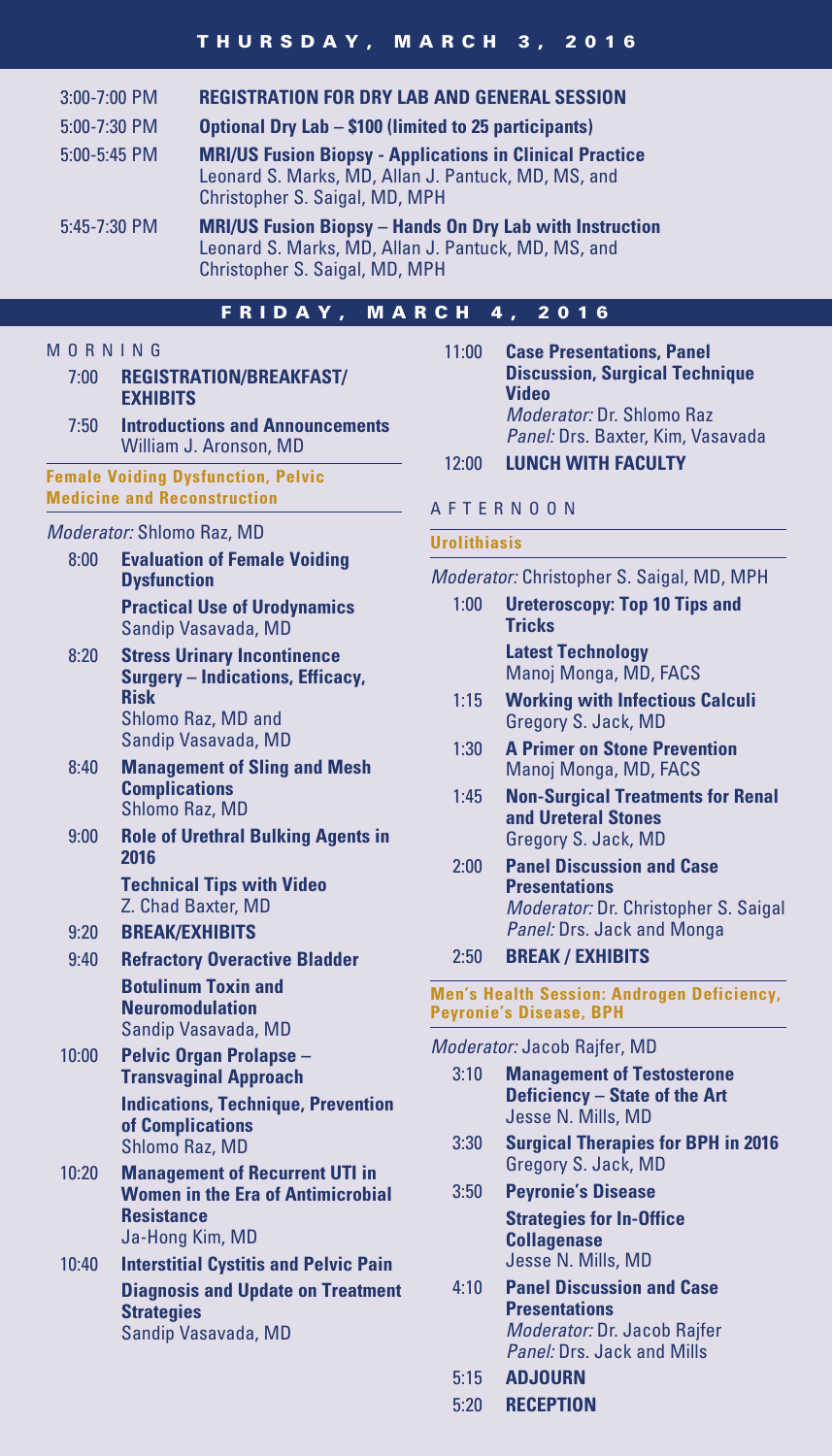## THURSDAY, MARCH 3, 2016

3:00-7:00 PM **REGISTRATION FOR DRY LAB AND GENERAL SESSION**

5:00-7:30 PM **Optional Dry Lab – $100 (limited to 25 participants)**

5:00-5:45 PM **MRI/US Fusion Biopsy - Applications in Clinical Practice**
Leonard S. Marks, MD, Allan J. Pantuck, MD, MS, and Christopher S. Saigal, MD, MPH

5:45-7:30 PM **MRI/US Fusion Biopsy – Hands On Dry Lab with Instruction**
Leonard S. Marks, MD, Allan J. Pantuck, MD, MS, and Christopher S. Saigal, MD, MPH

## FRIDAY, MARCH 4, 2016

### MORNING

7:00 **REGISTRATION/BREAKFAST/ EXHIBITS**

7:50 **Introductions and Announcements**
William J. Aronson, MD

**Female Voiding Dysfunction, Pelvic Medicine and Reconstruction**

*Moderator:* Shlomo Raz, MD

8:00 **Evaluation of Female Voiding Dysfunction**
**Practical Use of Urodynamics**
Sandip Vasavada, MD

8:20 **Stress Urinary Incontinence Surgery – Indications, Efficacy, Risk**
Shlomo Raz, MD and Sandip Vasavada, MD

8:40 **Management of Sling and Mesh Complications**
Shlomo Raz, MD

9:00 **Role of Urethral Bulking Agents in 2016**
**Technical Tips with Video**
Z. Chad Baxter, MD

9:20 **BREAK/EXHIBITS**

9:40 **Refractory Overactive Bladder**
**Botulinum Toxin and Neuromodulation**
Sandip Vasavada, MD

10:00 **Pelvic Organ Prolapse – Transvaginal Approach**
**Indications, Technique, Prevention of Complications**
Shlomo Raz, MD

10:20 **Management of Recurrent UTI in Women in the Era of Antimicrobial Resistance**
Ja-Hong Kim, MD

10:40 **Interstitial Cystitis and Pelvic Pain**
**Diagnosis and Update on Treatment Strategies**
Sandip Vasavada, MD

11:00 **Case Presentations, Panel Discussion, Surgical Technique Video**
*Moderator:* Dr. Shlomo Raz
*Panel:* Drs. Baxter, Kim, Vasavada

12:00 **LUNCH WITH FACULTY**

### AFTERNOON

**Urolithiasis**

*Moderator:* Christopher S. Saigal, MD, MPH

1:00 **Ureteroscopy: Top 10 Tips and Tricks**
**Latest Technology**
Manoj Monga, MD, FACS

1:15 **Working with Infectious Calculi**
Gregory S. Jack, MD

1:30 **A Primer on Stone Prevention**
Manoj Monga, MD, FACS

1:45 **Non-Surgical Treatments for Renal and Ureteral Stones**
Gregory S. Jack, MD

2:00 **Panel Discussion and Case Presentations**
*Moderator:* Dr. Christopher S. Saigal
*Panel:* Drs. Jack and Monga

2:50 **BREAK / EXHIBITS**

**Men's Health Session: Androgen Deficiency, Peyronie's Disease, BPH**

*Moderator:* Jacob Rajfer, MD

3:10 **Management of Testosterone Deficiency – State of the Art**
Jesse N. Mills, MD

3:30 **Surgical Therapies for BPH in 2016**
Gregory S. Jack, MD

3:50 **Peyronie's Disease**
**Strategies for In-Office Collagenase**
Jesse N. Mills, MD

4:10 **Panel Discussion and Case Presentations**
*Moderator:* Dr. Jacob Rajfer
*Panel:* Drs. Jack and Mills

5:15 **ADJOURN**

5:20 **RECEPTION**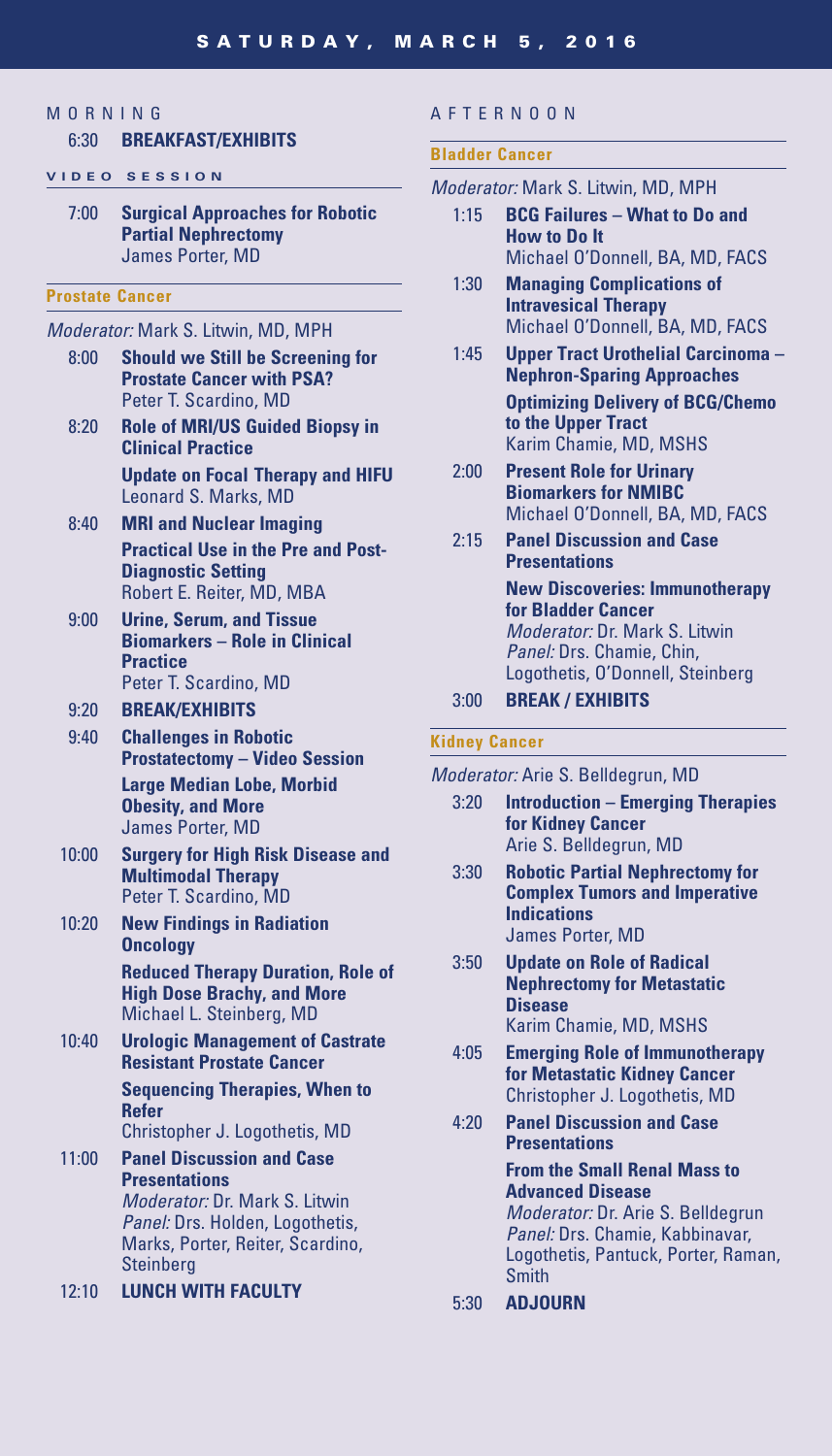# SATURDAY, MARCH 5, 2016

## MORNING

**6:30 BREAKFAST/EXHIBITS**

### VIDEO SESSION

**7:00 Surgical Approaches for Robotic Partial Nephrectomy**
James Porter, MD

### Prostate Cancer

*Moderator:* Mark S. Litwin, MD, MPH

**8:00 Should we Still be Screening for Prostate Cancer with PSA?**
Peter T. Scardino, MD

**8:20 Role of MRI/US Guided Biopsy in Clinical Practice**
**Update on Focal Therapy and HIFU**
Leonard S. Marks, MD

**8:40 MRI and Nuclear Imaging**
**Practical Use in the Pre and Post-Diagnostic Setting**
Robert E. Reiter, MD, MBA

**9:00 Urine, Serum, and Tissue Biomarkers – Role in Clinical Practice**
Peter T. Scardino, MD

**9:20 BREAK/EXHIBITS**

**9:40 Challenges in Robotic Prostatectomy – Video Session**
**Large Median Lobe, Morbid Obesity, and More**
James Porter, MD

**10:00 Surgery for High Risk Disease and Multimodal Therapy**
Peter T. Scardino, MD

**10:20 New Findings in Radiation Oncology**
**Reduced Therapy Duration, Role of High Dose Brachy, and More**
Michael L. Steinberg, MD

**10:40 Urologic Management of Castrate Resistant Prostate Cancer**
**Sequencing Therapies, When to Refer**
Christopher J. Logothetis, MD

**11:00 Panel Discussion and Case Presentations**
*Moderator:* Dr. Mark S. Litwin
*Panel:* Drs. Holden, Logothetis, Marks, Porter, Reiter, Scardino, Steinberg

**12:10 LUNCH WITH FACULTY**

## AFTERNOON

### Bladder Cancer

*Moderator:* Mark S. Litwin, MD, MPH

**1:15 BCG Failures – What to Do and How to Do It**
Michael O'Donnell, BA, MD, FACS

**1:30 Managing Complications of Intravesical Therapy**
Michael O'Donnell, BA, MD, FACS

**1:45 Upper Tract Urothelial Carcinoma – Nephron-Sparing Approaches**
**Optimizing Delivery of BCG/Chemo to the Upper Tract**
Karim Chamie, MD, MSHS

**2:00 Present Role for Urinary Biomarkers for NMIBC**
Michael O'Donnell, BA, MD, FACS

**2:15 Panel Discussion and Case Presentations**
**New Discoveries: Immunotherapy for Bladder Cancer**
*Moderator:* Dr. Mark S. Litwin
*Panel:* Drs. Chamie, Chin, Logothetis, O'Donnell, Steinberg

**3:00 BREAK / EXHIBITS**

### Kidney Cancer

*Moderator:* Arie S. Belldegrun, MD

**3:20 Introduction – Emerging Therapies for Kidney Cancer**
Arie S. Belldegrun, MD

**3:30 Robotic Partial Nephrectomy for Complex Tumors and Imperative Indications**
James Porter, MD

**3:50 Update on Role of Radical Nephrectomy for Metastatic Disease**
Karim Chamie, MD, MSHS

**4:05 Emerging Role of Immunotherapy for Metastatic Kidney Cancer**
Christopher J. Logothetis, MD

**4:20 Panel Discussion and Case Presentations**
**From the Small Renal Mass to Advanced Disease**
*Moderator:* Dr. Arie S. Belldegrun
*Panel:* Drs. Chamie, Kabbinavar, Logothetis, Pantuck, Porter, Raman, Smith

**5:30 ADJOURN**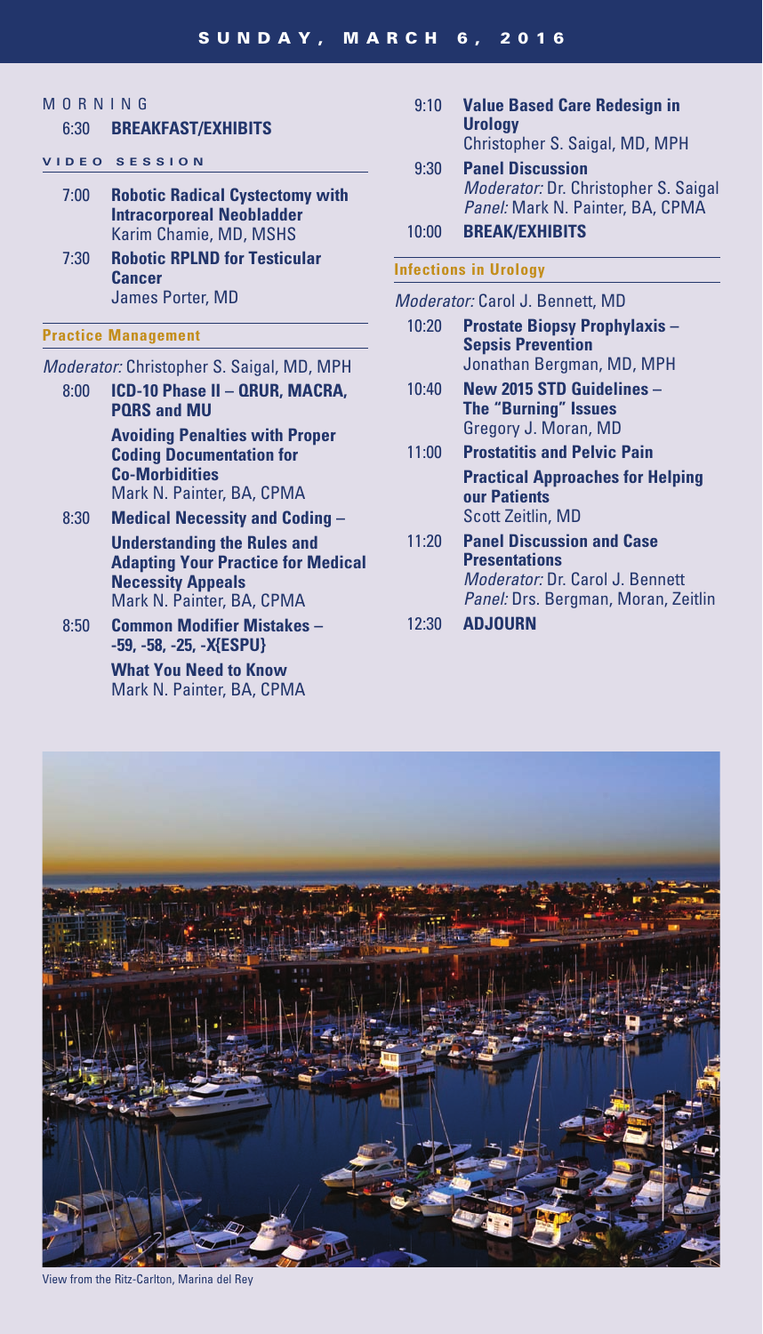# SUNDAY, MARCH 6, 2016

## MORNING

6:30 **BREAKFAST/EXHIBITS**

### VIDEO SESSION

7:00 **Robotic Radical Cystectomy with Intracorporeal Neobladder**
Karim Chamie, MD, MSHS

7:30 **Robotic RPLND for Testicular Cancer**
James Porter, MD

### Practice Management

*Moderator:* Christopher S. Saigal, MD, MPH

8:00 **ICD-10 Phase II – QRUR, MACRA, PQRS and MU**
**Avoiding Penalties with Proper Coding Documentation for Co-Morbidities**
Mark N. Painter, BA, CPMA

8:30 **Medical Necessity and Coding –**
**Understanding the Rules and Adapting Your Practice for Medical Necessity Appeals**
Mark N. Painter, BA, CPMA

8:50 **Common Modifier Mistakes – -59, -58, -25, -X{ESPU}**
**What You Need to Know**
Mark N. Painter, BA, CPMA

9:10 **Value Based Care Redesign in Urology**
Christopher S. Saigal, MD, MPH

9:30 **Panel Discussion**
*Moderator:* Dr. Christopher S. Saigal
*Panel:* Mark N. Painter, BA, CPMA

10:00 **BREAK/EXHIBITS**

### Infections in Urology

*Moderator:* Carol J. Bennett, MD

10:20 **Prostate Biopsy Prophylaxis – Sepsis Prevention**
Jonathan Bergman, MD, MPH

10:40 **New 2015 STD Guidelines – The "Burning" Issues**
Gregory J. Moran, MD

11:00 **Prostatitis and Pelvic Pain**
**Practical Approaches for Helping our Patients**
Scott Zeitlin, MD

11:20 **Panel Discussion and Case Presentations**
*Moderator:* Dr. Carol J. Bennett
*Panel:* Drs. Bergman, Moran, Zeitlin

12:30 **ADJOURN**

View from the Ritz-Carlton, Marina del Rey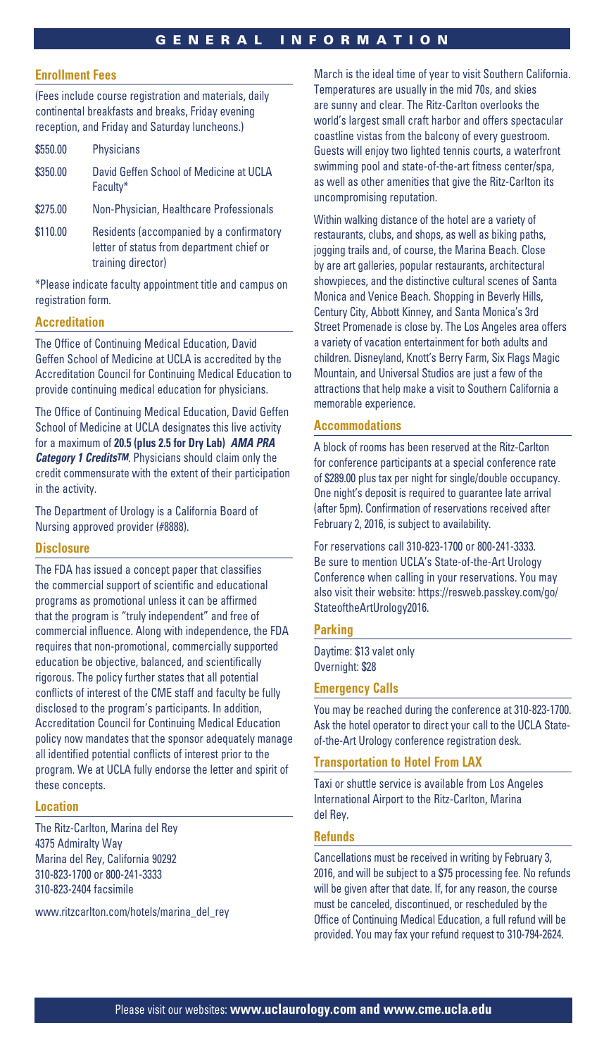# GENERAL INFORMATION

## Enrollment Fees

(Fees include course registration and materials, daily continental breakfasts and breaks, Friday evening reception, and Friday and Saturday luncheons.)

| | |
|---|---|
| $550.00 | Physicians |
| $350.00 | David Geffen School of Medicine at UCLA Faculty* |
| $275.00 | Non-Physician, Healthcare Professionals |
| $110.00 | Residents (accompanied by a confirmatory letter of status from department chief or training director) |

*Please indicate faculty appointment title and campus on registration form.

## Accreditation

The Office of Continuing Medical Education, David Geffen School of Medicine at UCLA is accredited by the Accreditation Council for Continuing Medical Education to provide continuing medical education for physicians.

The Office of Continuing Medical Education, David Geffen School of Medicine at UCLA designates this live activity for a maximum of **20.5 (plus 2.5 for Dry Lab)** ***AMA PRA Category 1 Credits™***. Physicians should claim only the credit commensurate with the extent of their participation in the activity.

The Department of Urology is a California Board of Nursing approved provider (#8888).

## Disclosure

The FDA has issued a concept paper that classifies the commercial support of scientific and educational programs as promotional unless it can be affirmed that the program is "truly independent" and free of commercial influence. Along with independence, the FDA requires that non-promotional, commercially supported education be objective, balanced, and scientifically rigorous. The policy further states that all potential conflicts of interest of the CME staff and faculty be fully disclosed to the program's participants. In addition, Accreditation Council for Continuing Medical Education policy now mandates that the sponsor adequately manage all identified potential conflicts of interest prior to the program. We at UCLA fully endorse the letter and spirit of these concepts.

## Location

The Ritz-Carlton, Marina del Rey
4375 Admiralty Way
Marina del Rey, California 90292
310-823-1700 or 800-241-3333
310-823-2404 facsimile

www.ritzcarlton.com/hotels/marina_del_rey

March is the ideal time of year to visit Southern California. Temperatures are usually in the mid 70s, and skies are sunny and clear. The Ritz-Carlton overlooks the world's largest small craft harbor and offers spectacular coastline vistas from the balcony of every guestroom. Guests will enjoy two lighted tennis courts, a waterfront swimming pool and state-of-the-art fitness center/spa, as well as other amenities that give the Ritz-Carlton its uncompromising reputation.

Within walking distance of the hotel are a variety of restaurants, clubs, and shops, as well as biking paths, jogging trails and, of course, the Marina Beach. Close by are art galleries, popular restaurants, architectural showpieces, and the distinctive cultural scenes of Santa Monica and Venice Beach. Shopping in Beverly Hills, Century City, Abbott Kinney, and Santa Monica's 3rd Street Promenade is close by. The Los Angeles area offers a variety of vacation entertainment for both adults and children. Disneyland, Knott's Berry Farm, Six Flags Magic Mountain, and Universal Studios are just a few of the attractions that help make a visit to Southern California a memorable experience.

## Accommodations

A block of rooms has been reserved at the Ritz-Carlton for conference participants at a special conference rate of $289.00 plus tax per night for single/double occupancy. One night's deposit is required to guarantee late arrival (after 5pm). Confirmation of reservations received after February 2, 2016, is subject to availability.

For reservations call 310-823-1700 or 800-241-3333. Be sure to mention UCLA's State-of-the-Art Urology Conference when calling in your reservations. You may also visit their website: https://resweb.passkey.com/go/StateoftheArtUrology2016.

## Parking

Daytime: $13 valet only
Overnight: $28

## Emergency Calls

You may be reached during the conference at 310-823-1700. Ask the hotel operator to direct your call to the UCLA State-of-the-Art Urology conference registration desk.

## Transportation to Hotel From LAX

Taxi or shuttle service is available from Los Angeles International Airport to the Ritz-Carlton, Marina del Rey.

## Refunds

Cancellations must be received in writing by February 3, 2016, and will be subject to a $75 processing fee. No refunds will be given after that date. If, for any reason, the course must be canceled, discontinued, or rescheduled by the Office of Continuing Medical Education, a full refund will be provided. You may fax your refund request to 310-794-2624.

Please visit our websites: **www.uclaurology.com and www.cme.ucla.edu**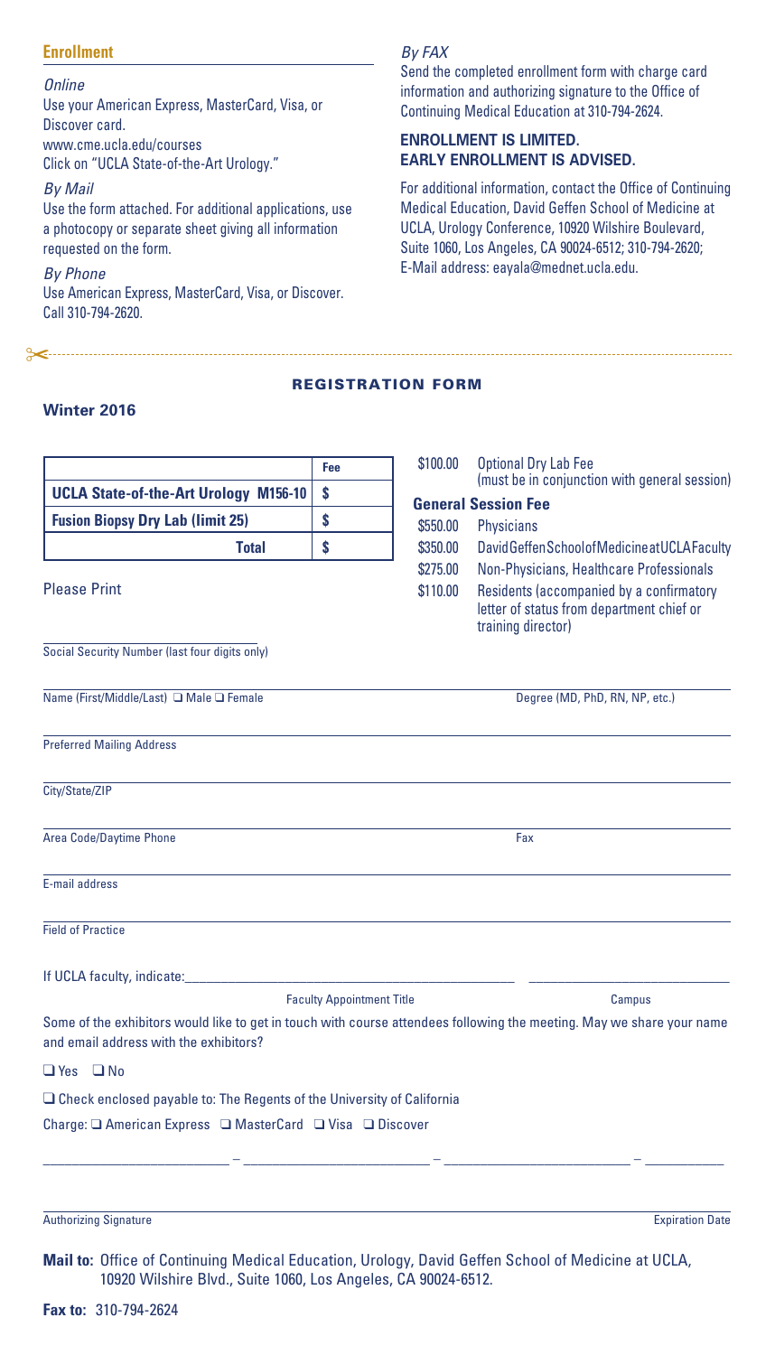## Enrollment

*Online*

Use your American Express, MasterCard, Visa, or Discover card.
www.cme.ucla.edu/courses
Click on "UCLA State-of-the-Art Urology."

*By Mail*

Use the form attached. For additional applications, use a photocopy or separate sheet giving all information requested on the form.

*By Phone*

Use American Express, MasterCard, Visa, or Discover. Call 310-794-2620.

*By FAX*

Send the completed enrollment form with charge card information and authorizing signature to the Office of Continuing Medical Education at 310-794-2624.

**ENROLLMENT IS LIMITED.**
**EARLY ENROLLMENT IS ADVISED.**

For additional information, contact the Office of Continuing Medical Education, David Geffen School of Medicine at UCLA, Urology Conference, 10920 Wilshire Boulevard, Suite 1060, Los Angeles, CA 90024-6512; 310-794-2620; E-Mail address: eayala@mednet.ucla.edu.

## REGISTRATION FORM

**Winter 2016**

| | Fee |
|---|---|
| **UCLA State-of-the-Art Urology M156-10** | $ |
| **Fusion Biopsy Dry Lab (limit 25)** | $ |
| **Total** | $ |

$100.00 Optional Dry Lab Fee (must be in conjunction with general session)

**General Session Fee**

- $550.00 Physicians
- $350.00 David Geffen School of Medicine at UCLA Faculty
- $275.00 Non-Physicians, Healthcare Professionals
- $110.00 Residents (accompanied by a confirmatory letter of status from department chief or training director)

Please Print

_______________
Social Security Number (last four digits only)

_______________
Name (First/Middle/Last) ❑ Male ❑ Female — Degree (MD, PhD, RN, NP, etc.)

_______________
Preferred Mailing Address

_______________
City/State/ZIP

_______________
Area Code/Daytime Phone — Fax

_______________
E-mail address

_______________
Field of Practice

If UCLA faculty, indicate:_______________ _______________
Faculty Appointment Title — Campus

Some of the exhibitors would like to get in touch with course attendees following the meeting. May we share your name and email address with the exhibitors?

❑ Yes ❑ No

❑ Check enclosed payable to: The Regents of the University of California

Charge: ❑ American Express ❑ MasterCard ❑ Visa ❑ Discover

_______________ – _______________ – _______________ – _______________

_______________
Authorizing Signature — Expiration Date

**Mail to:** Office of Continuing Medical Education, Urology, David Geffen School of Medicine at UCLA, 10920 Wilshire Blvd., Suite 1060, Los Angeles, CA 90024-6512.

**Fax to:** 310-794-2624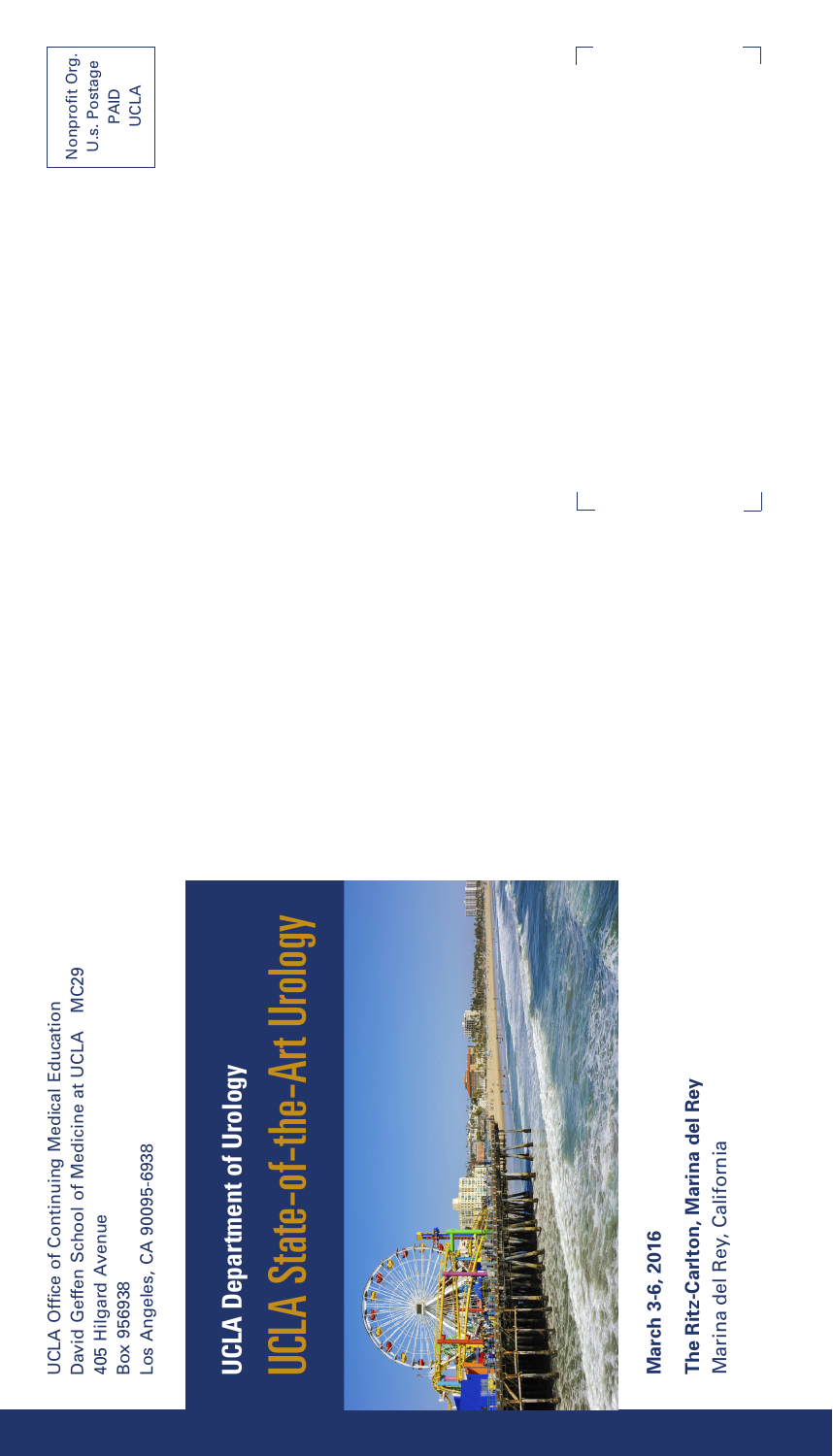UCLA Office of Continuing Medical Education
David Geffen School of Medicine at UCLA MC29
405 Hilgard Avenue
Box 956938
Los Angeles, CA 90095-6938

Nonprofit Org.
U.s. Postage
PAID
UCLA

**UCLA Department of Urology**

# UCLA State-of-the-Art Urology

**March 3-6, 2016**

**The Ritz-Carlton, Marina del Rey**
Marina del Rey, California